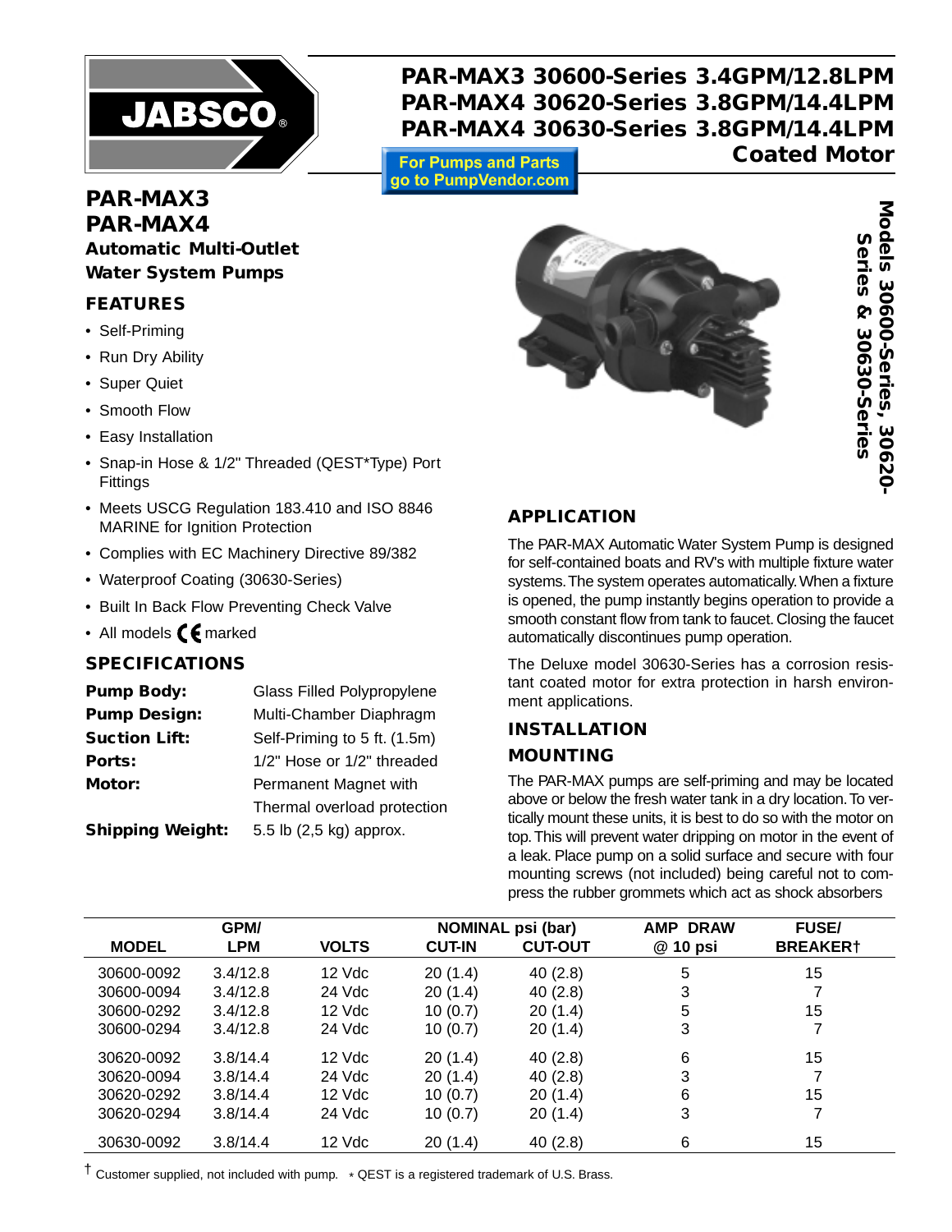# PAR-MAX3 30600-Series 3.4GPM/12.8LPM
# PAR-MAX4 30620-Series 3.8GPM/14.4LPM
# PAR-MAX4 30630-Series 3.8GPM/14.4LPM
# Coated Motor

For Pumps and Parts go to PumpVendor.com

Models 30600-Series, 30620-Series & 30630-Series

## PAR-MAX3
## PAR-MAX4
### Automatic Multi-Outlet Water System Pumps

### FEATURES

- Self-Priming
- Run Dry Ability
- Super Quiet
- Smooth Flow
- Easy Installation
- Snap-in Hose & 1/2" Threaded (QEST*Type) Port Fittings
- Meets USCG Regulation 183.410 and ISO 8846 MARINE for Ignition Protection
- Complies with EC Machinery Directive 89/382
- Waterproof Coating (30630-Series)
- Built In Back Flow Preventing Check Valve
- All models CE marked

### SPECIFICATIONS

| | |
|---|---|
| **Pump Body:** | Glass Filled Polypropylene |
| **Pump Design:** | Multi-Chamber Diaphragm |
| **Suction Lift:** | Self-Priming to 5 ft. (1.5m) |
| **Ports:** | 1/2" Hose or 1/2" threaded |
| **Motor:** | Permanent Magnet with Thermal overload protection |
| **Shipping Weight:** | 5.5 lb (2,5 kg) approx. |

### APPLICATION

The PAR-MAX Automatic Water System Pump is designed for self-contained boats and RV's with multiple fixture water systems. The system operates automatically. When a fixture is opened, the pump instantly begins operation to provide a smooth constant flow from tank to faucet. Closing the faucet automatically discontinues pump operation.

The Deluxe model 30630-Series has a corrosion resistant coated motor for extra protection in harsh environment applications.

### INSTALLATION

### MOUNTING

The PAR-MAX pumps are self-priming and may be located above or below the fresh water tank in a dry location. To vertically mount these units, it is best to do so with the motor on top. This will prevent water dripping on motor in the event of a leak. Place pump on a solid surface and secure with four mounting screws (not included) being careful not to compress the rubber grommets which act as shock absorbers

| MODEL | GPM/ LPM | VOLTS | NOMINAL psi (bar) CUT-IN | CUT-OUT | AMP DRAW @ 10 psi | FUSE/ BREAKER† |
|---|---|---|---|---|---|---|
| 30600-0092 | 3.4/12.8 | 12 Vdc | 20 (1.4) | 40 (2.8) | 5 | 15 |
| 30600-0094 | 3.4/12.8 | 24 Vdc | 20 (1.4) | 40 (2.8) | 3 | 7 |
| 30600-0292 | 3.4/12.8 | 12 Vdc | 10 (0.7) | 20 (1.4) | 5 | 15 |
| 30600-0294 | 3.4/12.8 | 24 Vdc | 10 (0.7) | 20 (1.4) | 3 | 7 |
| 30620-0092 | 3.8/14.4 | 12 Vdc | 20 (1.4) | 40 (2.8) | 6 | 15 |
| 30620-0094 | 3.8/14.4 | 24 Vdc | 20 (1.4) | 40 (2.8) | 3 | 7 |
| 30620-0292 | 3.8/14.4 | 12 Vdc | 10 (0.7) | 20 (1.4) | 6 | 15 |
| 30620-0294 | 3.8/14.4 | 24 Vdc | 10 (0.7) | 20 (1.4) | 3 | 7 |
| 30630-0092 | 3.8/14.4 | 12 Vdc | 20 (1.4) | 40 (2.8) | 6 | 15 |

† Customer supplied, not included with pump. * QEST is a registered trademark of U.S. Brass.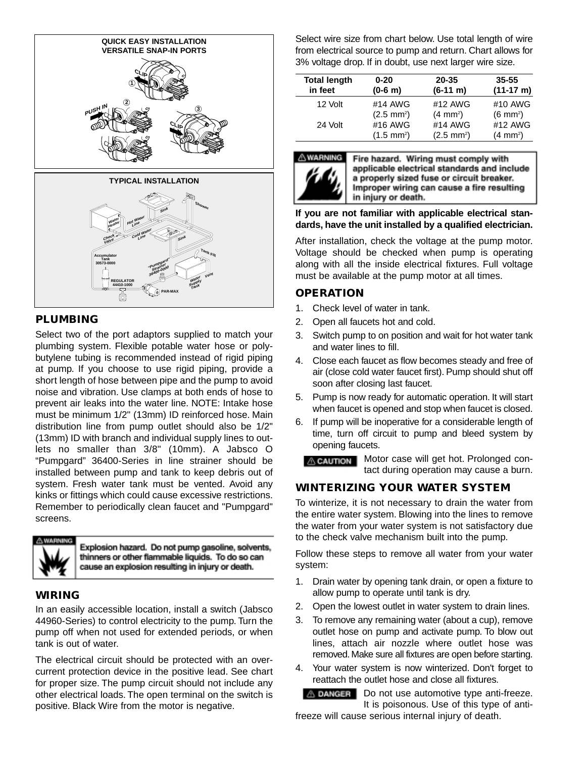QUICK EASY INSTALLATION
VERSATILE SNAP-IN PORTS

TYPICAL INSTALLATION

## PLUMBING

Select two of the port adaptors supplied to match your plumbing system. Flexible potable water hose or polybutylene tubing is recommended instead of rigid piping at pump. If you choose to use rigid piping, provide a short length of hose between pipe and the pump to avoid noise and vibration. Use clamps at both ends of hose to prevent air leaks into the water line. NOTE: Intake hose must be minimum 1/2" (13mm) ID reinforced hose. Main distribution line from pump outlet should also be 1/2" (13mm) ID with branch and individual supply lines to outlets no smaller than 3/8" (10mm). A Jabsco O "Pumpgard" 36400-Series in line strainer should be installed between pump and tank to keep debris out of system. Fresh water tank must be vented. Avoid any kinks or fittings which could cause excessive restrictions. Remember to periodically clean faucet and "Pumpgard" screens.

**⚠ WARNING** Explosion hazard. Do not pump gasoline, solvents, thinners or other flammable liquids. To do so can cause an explosion resulting in injury or death.

## WIRING

In an easily accessible location, install a switch (Jabsco 44960-Series) to control electricity to the pump. Turn the pump off when not used for extended periods, or when tank is out of water.

The electrical circuit should be protected with an overcurrent protection device in the positive lead. See chart for proper size. The pump circuit should not include any other electrical loads. The open terminal on the switch is positive. Black Wire from the motor is negative.

Select wire size from chart below. Use total length of wire from electrical source to pump and return. Chart allows for 3% voltage drop. If in doubt, use next larger wire size.

| Total length in feet | 0-20 (0-6 m) | 20-35 (6-11 m) | 35-55 (11-17 m) |
|---|---|---|---|
| 12 Volt | #14 AWG (2.5 mm²) | #12 AWG (4 mm²) | #10 AWG (6 mm²) |
| 24 Volt | #16 AWG (1.5 mm²) | #14 AWG (2.5 mm²) | #12 AWG (4 mm²) |

**⚠ WARNING** Fire hazard. Wiring must comply with applicable electrical standards and include a properly sized fuse or circuit breaker. Improper wiring can cause a fire resulting in injury or death.

**If you are not familiar with applicable electrical standards, have the unit installed by a qualified electrician.**

After installation, check the voltage at the pump motor. Voltage should be checked when pump is operating along with all the inside electrical fixtures. Full voltage must be available at the pump motor at all times.

## OPERATION

1. Check level of water in tank.
2. Open all faucets hot and cold.
3. Switch pump to on position and wait for hot water tank and water lines to fill.
4. Close each faucet as flow becomes steady and free of air (close cold water faucet first). Pump should shut off soon after closing last faucet.
5. Pump is now ready for automatic operation. It will start when faucet is opened and stop when faucet is closed.
6. If pump will be inoperative for a considerable length of time, turn off circuit to pump and bleed system by opening faucets.

**⚠ CAUTION** Motor case will get hot. Prolonged contact during operation may cause a burn.

## WINTERIZING YOUR WATER SYSTEM

To winterize, it is not necessary to drain the water from the entire water system. Blowing into the lines to remove the water from your water system is not satisfactory due to the check valve mechanism built into the pump.

Follow these steps to remove all water from your water system:

1. Drain water by opening tank drain, or open a fixture to allow pump to operate until tank is dry.
2. Open the lowest outlet in water system to drain lines.
3. To remove any remaining water (about a cup), remove outlet hose on pump and activate pump. To blow out lines, attach air nozzle where outlet hose was removed. Make sure all fixtures are open before starting.
4. Your water system is now winterized. Don't forget to reattach the outlet hose and close all fixtures.

**⚠ DANGER** Do not use automotive type anti-freeze. It is poisonous. Use of this type of anti-freeze will cause serious internal injury of death.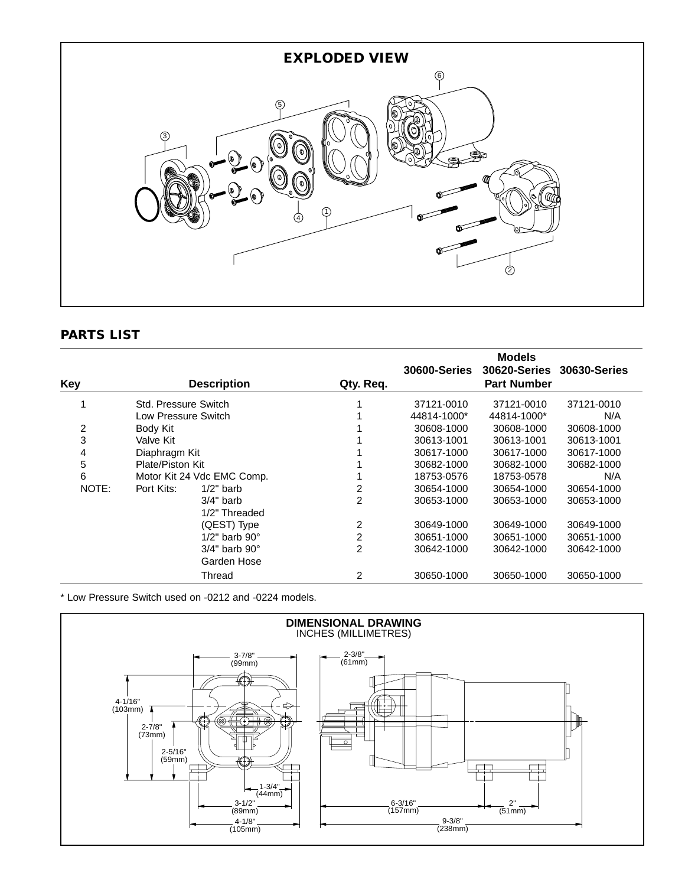## EXPLODED VIEW

## PARTS LIST

| Key | Description | | Qty. Req. | 30600-Series | 30620-Series | 30630-Series |
|---|---|---|---|---|---|---|
| | | | | | **Models** | |
| | | | | | **Part Number** | |
| 1 | Std. Pressure Switch | | 1 | 37121-0010 | 37121-0010 | 37121-0010 |
| | Low Pressure Switch | | 1 | 44814-1000* | 44814-1000* | N/A |
| 2 | Body Kit | | 1 | 30608-1000 | 30608-1000 | 30608-1000 |
| 3 | Valve Kit | | 1 | 30613-1001 | 30613-1001 | 30613-1001 |
| 4 | Diaphragm Kit | | 1 | 30617-1000 | 30617-1000 | 30617-1000 |
| 5 | Plate/Piston Kit | | 1 | 30682-1000 | 30682-1000 | 30682-1000 |
| 6 | Motor Kit 24 Vdc EMC Comp. | | 1 | 18753-0576 | 18753-0578 | N/A |
| NOTE: | Port Kits: | 1/2" barb | 2 | 30654-1000 | 30654-1000 | 30654-1000 |
| | | 3/4" barb | 2 | 30653-1000 | 30653-1000 | 30653-1000 |
| | | 1/2" Threaded (QEST) Type | 2 | 30649-1000 | 30649-1000 | 30649-1000 |
| | | 1/2" barb 90° | 2 | 30651-1000 | 30651-1000 | 30651-1000 |
| | | 3/4" barb 90° | 2 | 30642-1000 | 30642-1000 | 30642-1000 |
| | | Garden Hose Thread | 2 | 30650-1000 | 30650-1000 | 30650-1000 |

\* Low Pressure Switch used on -0212 and -0224 models.

## DIMENSIONAL DRAWING

INCHES (MILLIMETRES)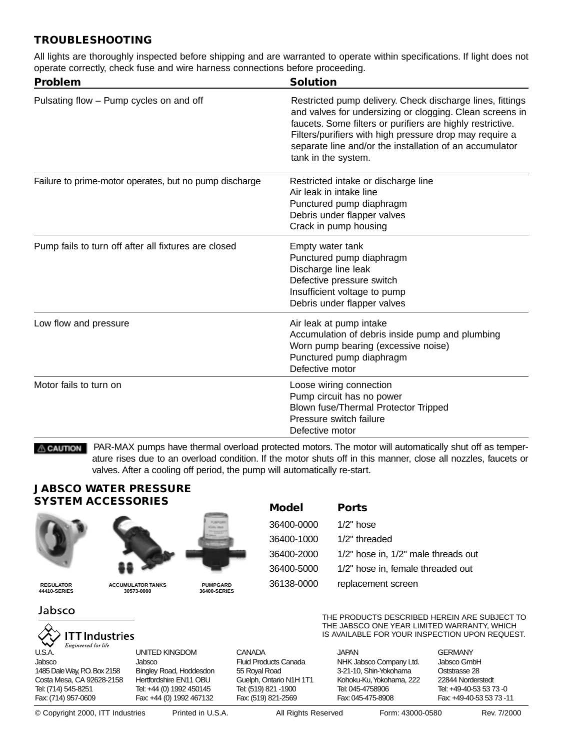## TROUBLESHOOTING

All lights are thoroughly inspected before shipping and are warranted to operate within specifications. If light does not operate correctly, check fuse and wire harness connections before proceeding.

| Problem | Solution |
|---|---|
| Pulsating flow – Pump cycles on and off | Restricted pump delivery. Check discharge lines, fittings and valves for undersizing or clogging. Clean screens in faucets. Some filters or purifiers are highly restrictive. Filters/purifiers with high pressure drop may require a separate line and/or the installation of an accumulator tank in the system. |
| Failure to prime-motor operates, but no pump discharge | Restricted intake or discharge line<br>Air leak in intake line<br>Punctured pump diaphragm<br>Debris under flapper valves<br>Crack in pump housing |
| Pump fails to turn off after all fixtures are closed | Empty water tank<br>Punctured pump diaphragm<br>Discharge line leak<br>Defective pressure switch<br>Insufficient voltage to pump<br>Debris under flapper valves |
| Low flow and pressure | Air leak at pump intake<br>Accumulation of debris inside pump and plumbing<br>Worn pump bearing (excessive noise)<br>Punctured pump diaphragm<br>Defective motor |
| Motor fails to turn on | Loose wiring connection<br>Pump circuit has no power<br>Blown fuse/Thermal Protector Tripped<br>Pressure switch failure<br>Defective motor |

⚠ CAUTION PAR-MAX pumps have thermal overload protected motors. The motor will automatically shut off as temperature rises due to an overload condition. If the motor shuts off in this manner, close all nozzles, faucets or valves. After a cooling off period, the pump will automatically re-start.

## JABSCO WATER PRESSURE SYSTEM ACCESSORIES

REGULATOR 44410-SERIES

ACCUMULATOR TANKS 30573-0000

PUMPGARD 36400-SERIES

| Model | Ports |
|---|---|
| 36400-0000 | 1/2" hose |
| 36400-1000 | 1/2" threaded |
| 36400-2000 | 1/2" hose in, 1/2" male threads out |
| 36400-5000 | 1/2" hose in, female threaded out |
| 36138-0000 | replacement screen |

Jabsco

ITT Industries
*Engineered for life*

THE PRODUCTS DESCRIBED HEREIN ARE SUBJECT TO THE JABSCO ONE YEAR LIMITED WARRANTY, WHICH IS AVAILABLE FOR YOUR INSPECTION UPON REQUEST.

| U.S.A. | UNITED KINGDOM | CANADA | JAPAN | GERMANY |
|---|---|---|---|---|
| Jabsco | Jabsco | Fluid Products Canada | NHK Jabsco Company Ltd. | Jabsco GmbH |
| 1485 Dale Way, P.O. Box 2158 | Bingley Road, Hoddesdon | 55 Royal Road | 3-21-10, Shin-Yokohama | Oststrasse 28 |
| Costa Mesa, CA 92628-2158 | Hertfordshire EN11 OBU | Guelph, Ontario N1H 1T1 | Kohoku-Ku, Yokohama, 222 | 22844 Norderstedt |
| Tel: (714) 545-8251 | Tel: +44 (0) 1992 450145 | Tel: (519) 821 -1900 | Tel: 045-4758906 | Tel: +49-40-53 53 73 -0 |
| Fax: (714) 957-0609 | Fax: +44 (0) 1992 467132 | Fax: (519) 821-2569 | Fax: 045-475-8908 | Fax: +49-40-53 53 73 -11 |

© Copyright 2000, ITT Industries Printed in U.S.A. All Rights Reserved Form: 43000-0580 Rev. 7/2000